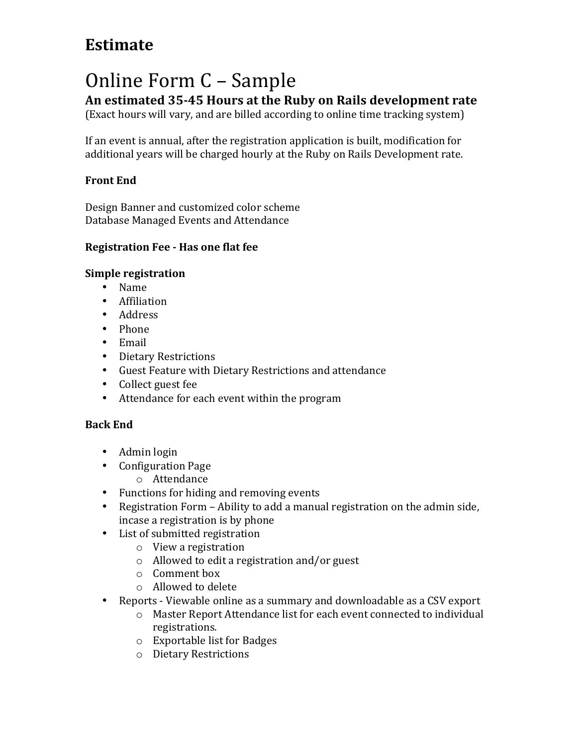# Estimate

# Online Form C – Sample

### An estimated 35-45 Hours at the Ruby on Rails development rate

(Exact hours will vary, and are billed according to online time tracking system)

If an event is annual, after the registration application is built, modification for additional years will be charged hourly at the Ruby on Rails Development rate.

**Front End**

Design Banner and customized color scheme
Database Managed Events and Attendance

**Registration Fee - Has one flat fee**

**Simple registration**

- Name
- Affiliation
- Address
- Phone
- Email
- Dietary Restrictions
- Guest Feature with Dietary Restrictions and attendance
- Collect guest fee
- Attendance for each event within the program

**Back End**

- Admin login
- Configuration Page
    - Attendance
- Functions for hiding and removing events
- Registration Form – Ability to add a manual registration on the admin side, incase a registration is by phone
- List of submitted registration
    - View a registration
    - Allowed to edit a registration and/or guest
    - Comment box
    - Allowed to delete
- Reports - Viewable online as a summary and downloadable as a CSV export
    - Master Report Attendance list for each event connected to individual registrations.
    - Exportable list for Badges
    - Dietary Restrictions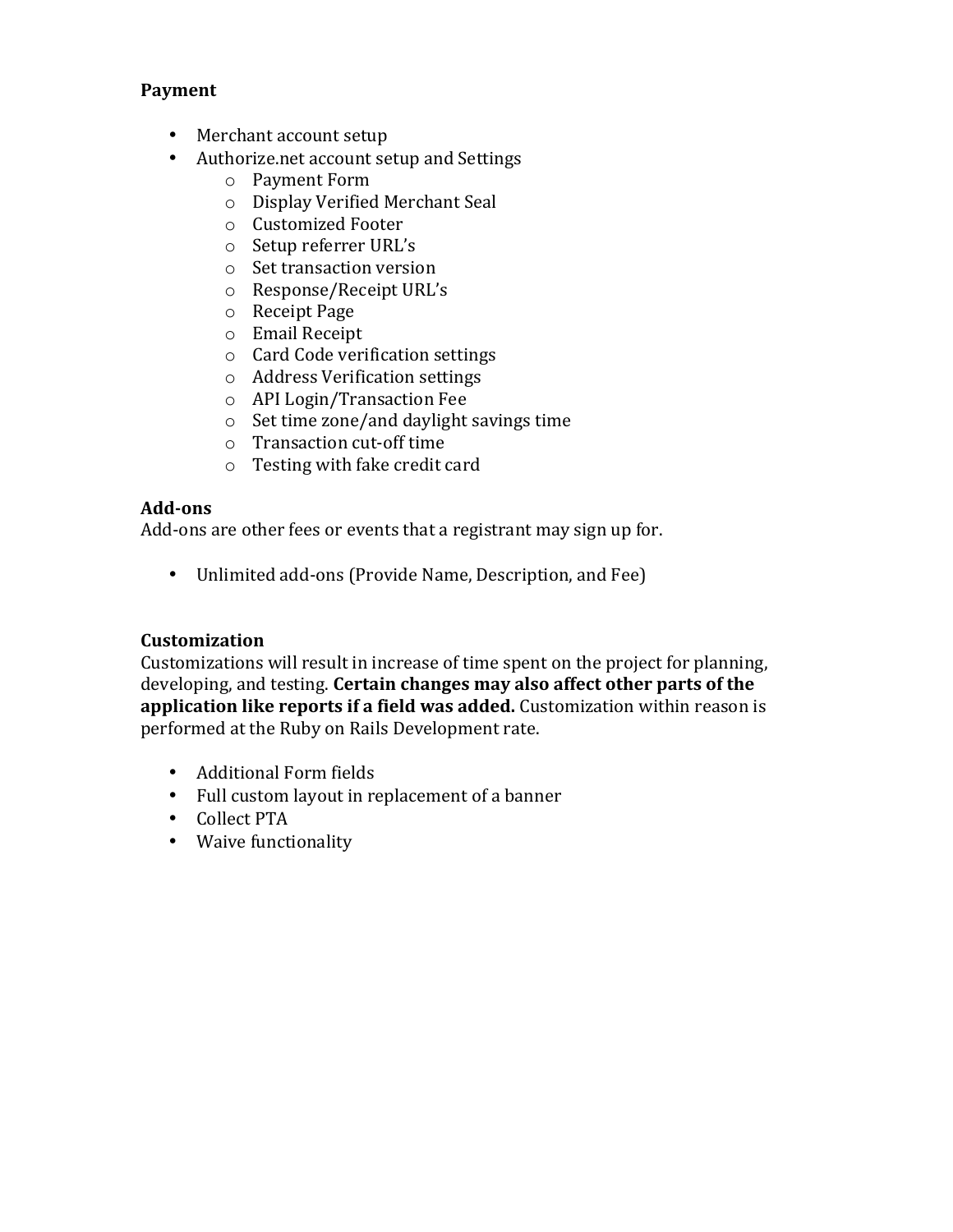**Payment**

- Merchant account setup
- Authorize.net account setup and Settings
    - Payment Form
    - Display Verified Merchant Seal
    - Customized Footer
    - Setup referrer URL's
    - Set transaction version
    - Response/Receipt URL's
    - Receipt Page
    - Email Receipt
    - Card Code verification settings
    - Address Verification settings
    - API Login/Transaction Fee
    - Set time zone/and daylight savings time
    - Transaction cut-off time
    - Testing with fake credit card

**Add-ons**

Add-ons are other fees or events that a registrant may sign up for.

- Unlimited add-ons (Provide Name, Description, and Fee)

**Customization**

Customizations will result in increase of time spent on the project for planning, developing, and testing. **Certain changes may also affect other parts of the application like reports if a field was added.** Customization within reason is performed at the Ruby on Rails Development rate.

- Additional Form fields
- Full custom layout in replacement of a banner
- Collect PTA
- Waive functionality